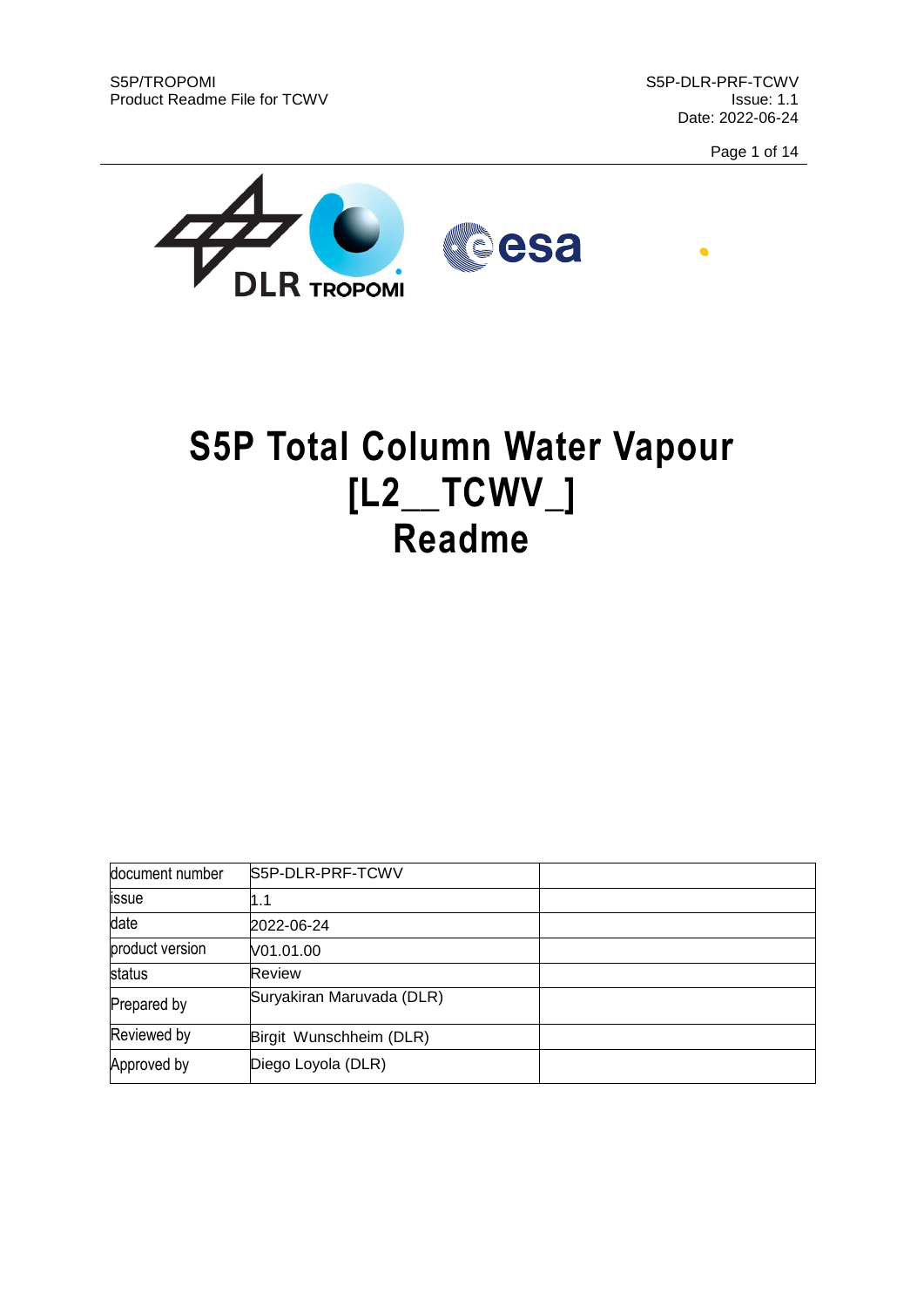# S5P Total Column Water Vapour [L2__TCWV_] Readme

| document number | S5P-DLR-PRF-TCWV | |
|---|---|---|
| issue | 1.1 | |
| date | 2022-06-24 | |
| product version | V01.01.00 | |
| status | Review | |
| Prepared by | Suryakiran Maruvada (DLR) | |
| Reviewed by | Birgit Wunschheim (DLR) | |
| Approved by | Diego Loyola (DLR) | |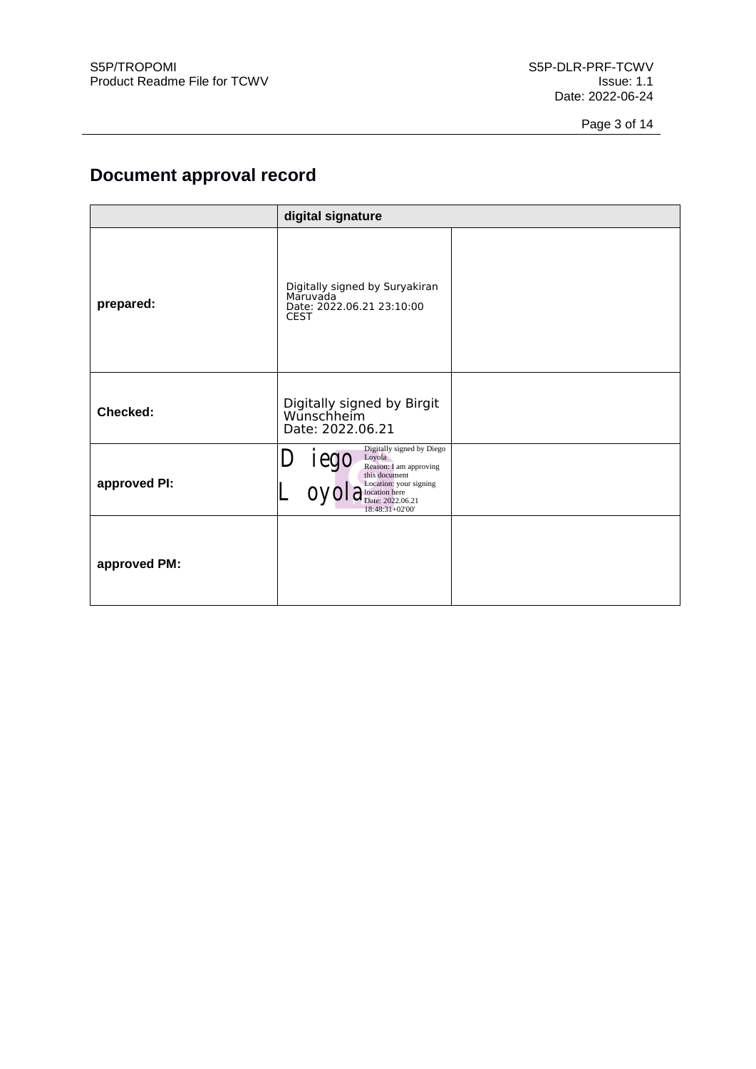# Document approval record

| | digital signature | |
|---|---|---|
| **prepared:** | Digitally signed by Suryakiran Maruvada Date: 2022.06.21 23:10:00 CEST | |
| **Checked:** | Digitally signed by Birgit Wunschheim Date: 2022.06.21 | |
| **approved PI:** | Diego Loyola Digitally signed by Diego Loyola Reason: I am approving this document Location: your signing location here Date: 2022.06.21 18:48:31+02'00' | |
| **approved PM:** | | |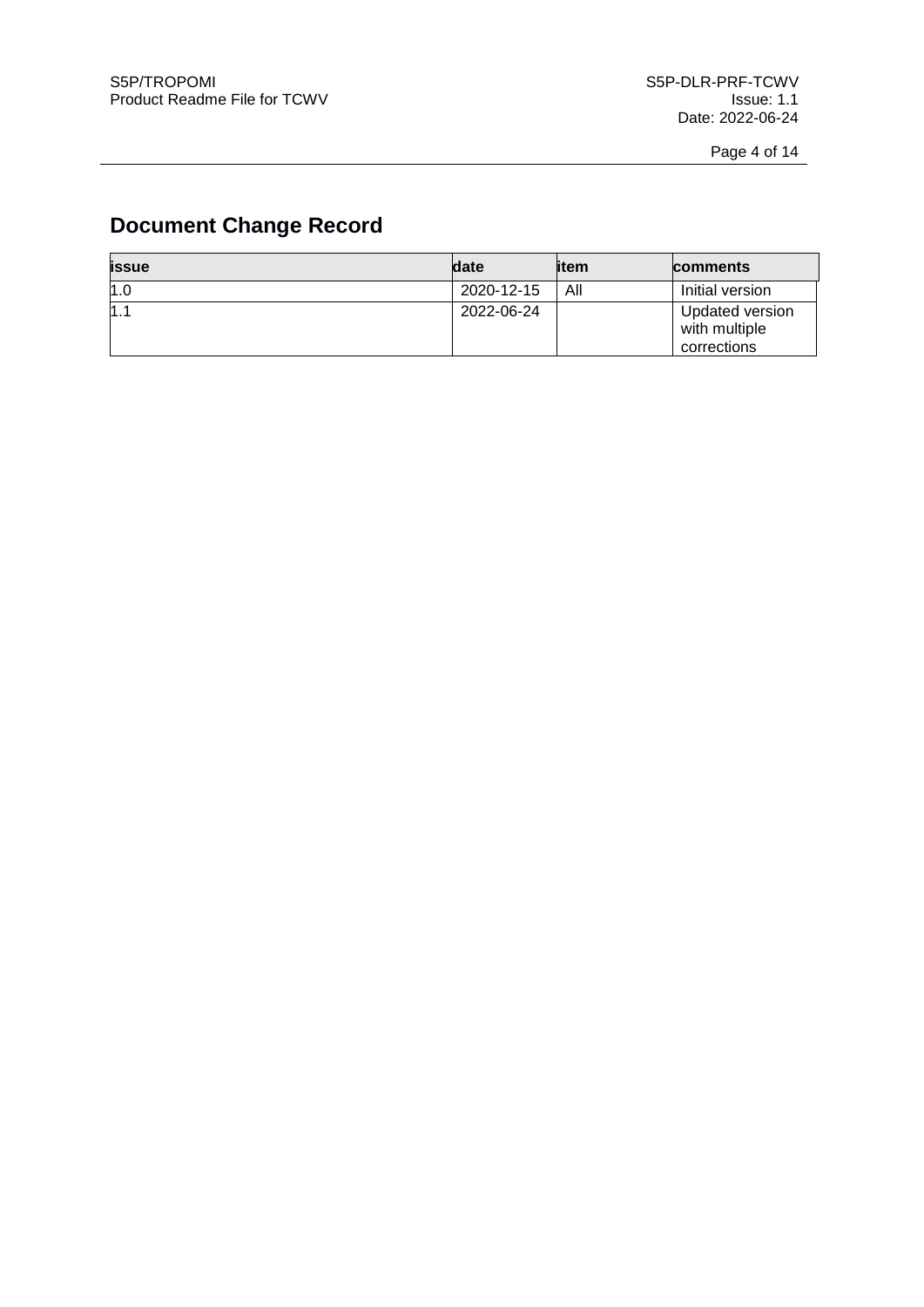# Document Change Record

| issue | date | item | comments |
| --- | --- | --- | --- |
| 1.0 | 2020-12-15 | All | Initial version |
| 1.1 | 2022-06-24 | | Updated version with multiple corrections |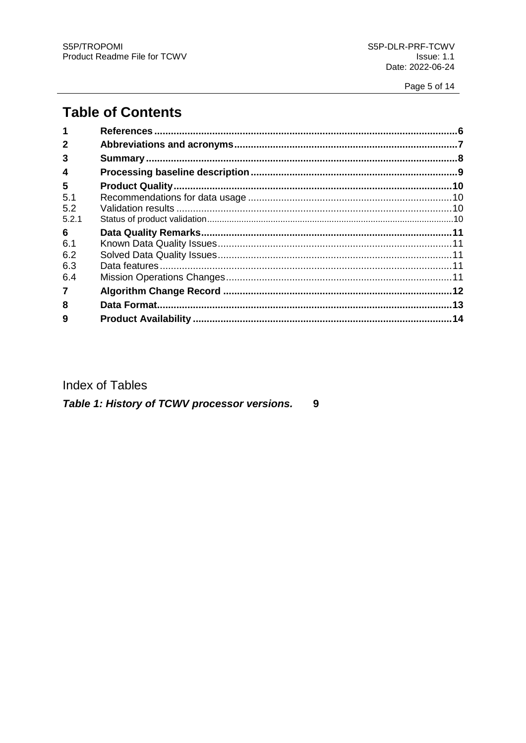# Table of Contents

| | | |
|---|---|---|
| **1** | **References** | **6** |
| **2** | **Abbreviations and acronyms** | **7** |
| **3** | **Summary** | **8** |
| **4** | **Processing baseline description** | **9** |
| **5** | **Product Quality** | **10** |
| 5.1 | Recommendations for data usage | 10 |
| 5.2 | Validation results | 10 |
| 5.2.1 | Status of product validation | 10 |
| **6** | **Data Quality Remarks** | **11** |
| 6.1 | Known Data Quality Issues | 11 |
| 6.2 | Solved Data Quality Issues | 11 |
| 6.3 | Data features | 11 |
| 6.4 | Mission Operations Changes | 11 |
| **7** | **Algorithm Change Record** | **12** |
| **8** | **Data Format** | **13** |
| **9** | **Product Availability** | **14** |

Index of Tables

***Table 1: History of TCWV processor versions.*** **9**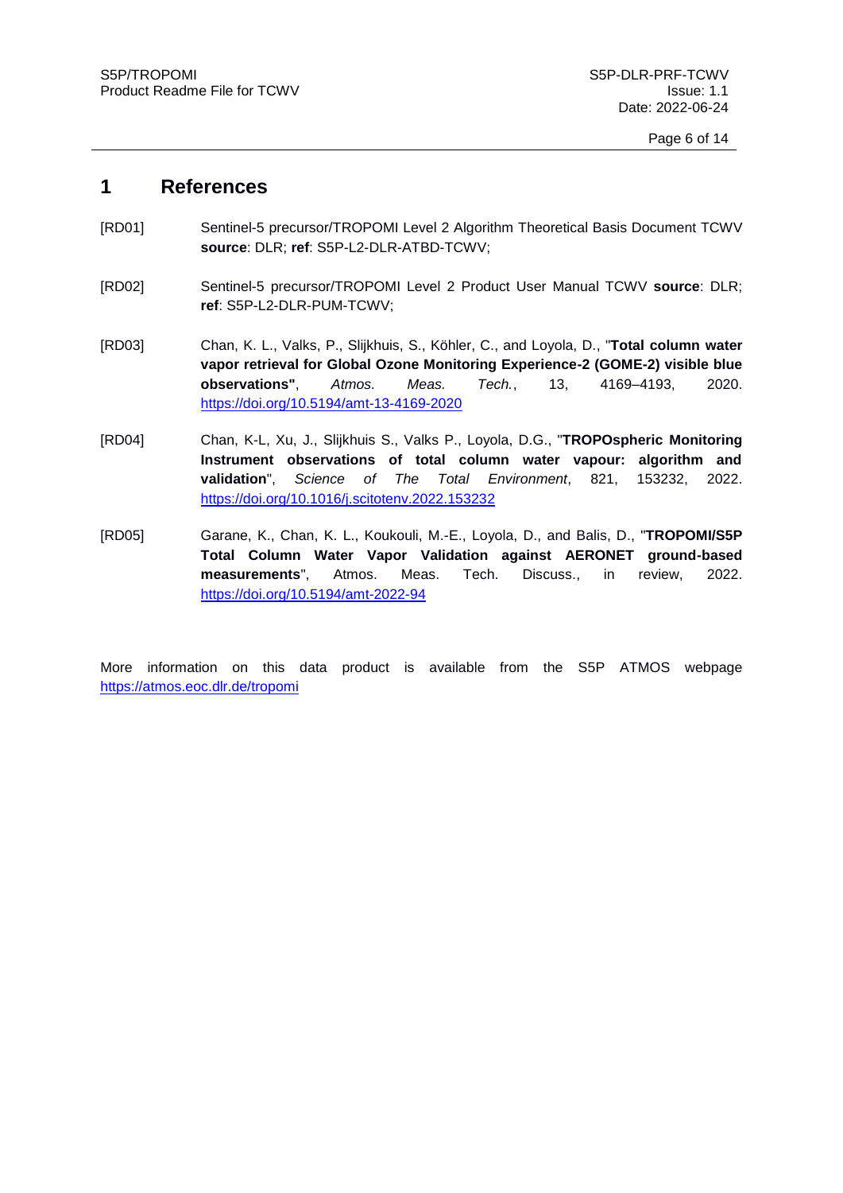# 1 References

[RD01] Sentinel-5 precursor/TROPOMI Level 2 Algorithm Theoretical Basis Document TCWV **source**: DLR; **ref**: S5P-L2-DLR-ATBD-TCWV;

[RD02] Sentinel-5 precursor/TROPOMI Level 2 Product User Manual TCWV **source**: DLR; **ref**: S5P-L2-DLR-PUM-TCWV;

[RD03] Chan, K. L., Valks, P., Slijkhuis, S., Köhler, C., and Loyola, D., "**Total column water vapor retrieval for Global Ozone Monitoring Experience-2 (GOME-2) visible blue observations"**, *Atmos. Meas. Tech.*, 13, 4169–4193, 2020. https://doi.org/10.5194/amt-13-4169-2020

[RD04] Chan, K-L, Xu, J., Slijkhuis S., Valks P., Loyola, D.G., "**TROPOspheric Monitoring Instrument observations of total column water vapour: algorithm and validation**", *Science of The Total Environment*, 821, 153232, 2022. https://doi.org/10.1016/j.scitotenv.2022.153232

[RD05] Garane, K., Chan, K. L., Koukouli, M.-E., Loyola, D., and Balis, D., "**TROPOMI/S5P Total Column Water Vapor Validation against AERONET ground-based measurements**", Atmos. Meas. Tech. Discuss., in review, 2022. https://doi.org/10.5194/amt-2022-94

More information on this data product is available from the S5P ATMOS webpage https://atmos.eoc.dlr.de/tropomi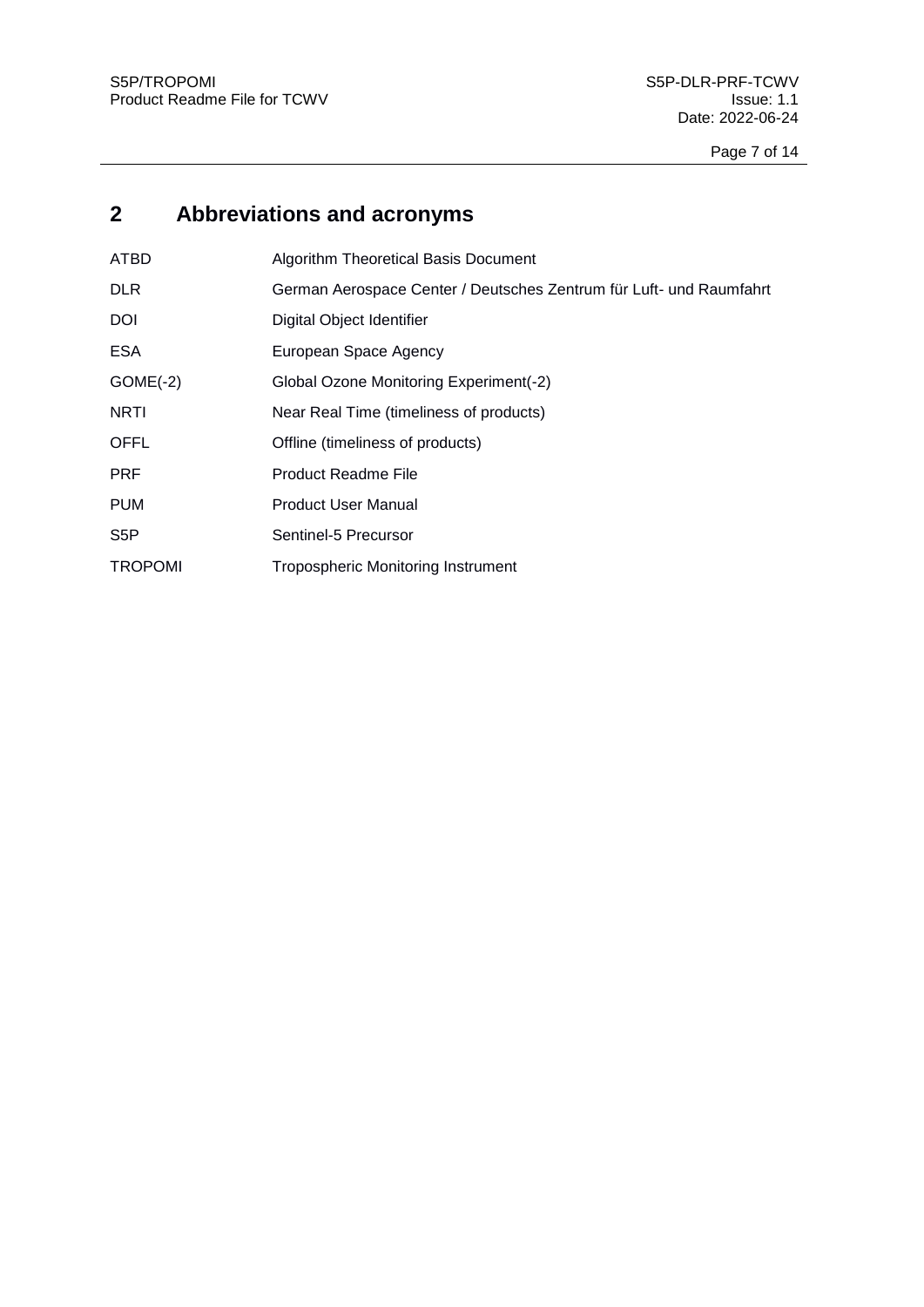# 2 Abbreviations and acronyms

| | |
|---|---|
| ATBD | Algorithm Theoretical Basis Document |
| DLR | German Aerospace Center / Deutsches Zentrum für Luft- und Raumfahrt |
| DOI | Digital Object Identifier |
| ESA | European Space Agency |
| GOME(-2) | Global Ozone Monitoring Experiment(-2) |
| NRTI | Near Real Time (timeliness of products) |
| OFFL | Offline (timeliness of products) |
| PRF | Product Readme File |
| PUM | Product User Manual |
| S5P | Sentinel-5 Precursor |
| TROPOMI | Tropospheric Monitoring Instrument |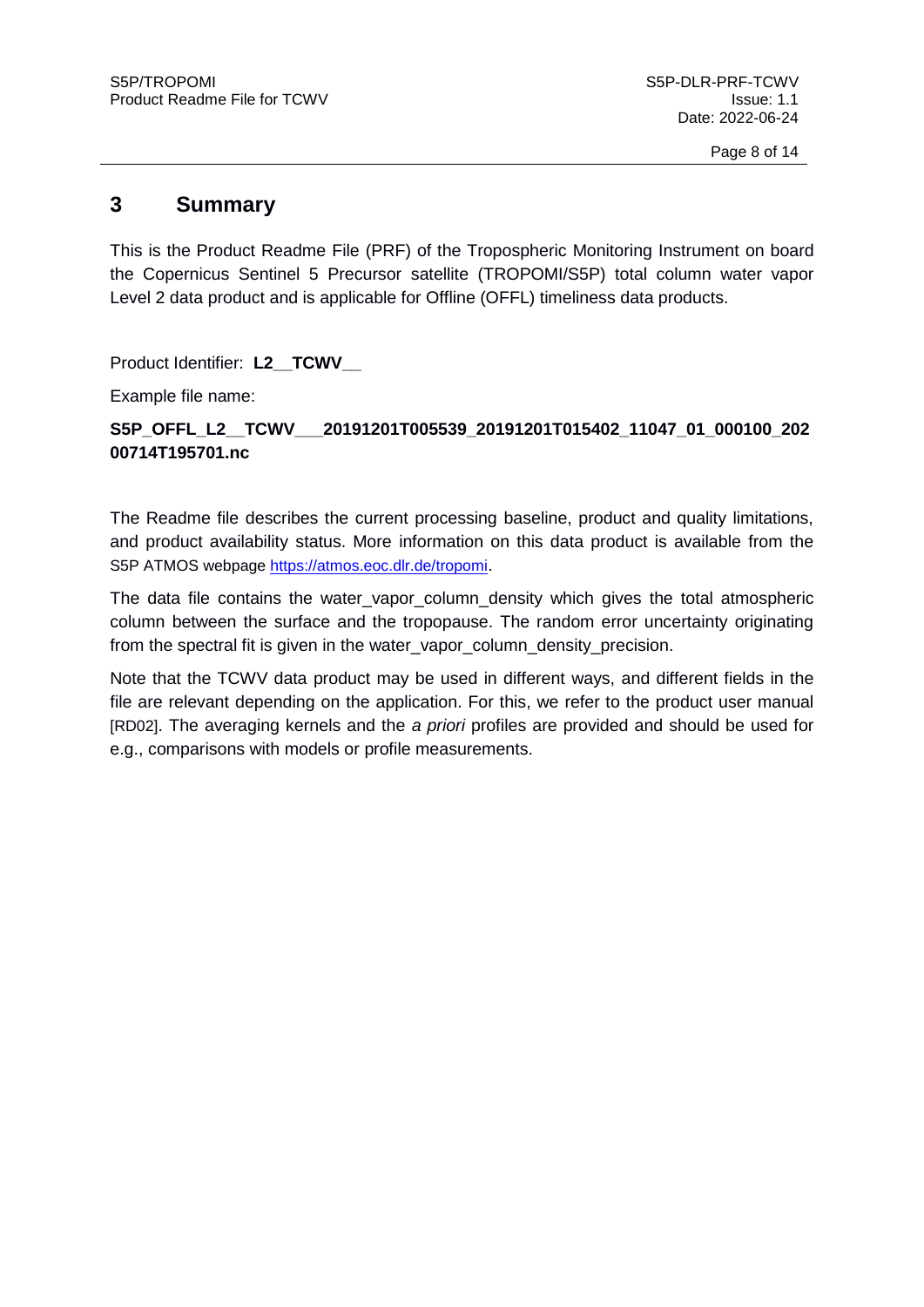# 3 Summary

This is the Product Readme File (PRF) of the Tropospheric Monitoring Instrument on board the Copernicus Sentinel 5 Precursor satellite (TROPOMI/S5P) total column water vapor Level 2 data product and is applicable for Offline (OFFL) timeliness data products.

Product Identifier: **L2__TCWV__**

Example file name:

**S5P_OFFL_L2__TCWV___20191201T005539_20191201T015402_11047_01_000100_20200714T195701.nc**

The Readme file describes the current processing baseline, product and quality limitations, and product availability status. More information on this data product is available from the S5P ATMOS webpage https://atmos.eoc.dlr.de/tropomi.

The data file contains the water_vapor_column_density which gives the total atmospheric column between the surface and the tropopause. The random error uncertainty originating from the spectral fit is given in the water_vapor_column_density_precision.

Note that the TCWV data product may be used in different ways, and different fields in the file are relevant depending on the application. For this, we refer to the product user manual [RD02]. The averaging kernels and the *a priori* profiles are provided and should be used for e.g., comparisons with models or profile measurements.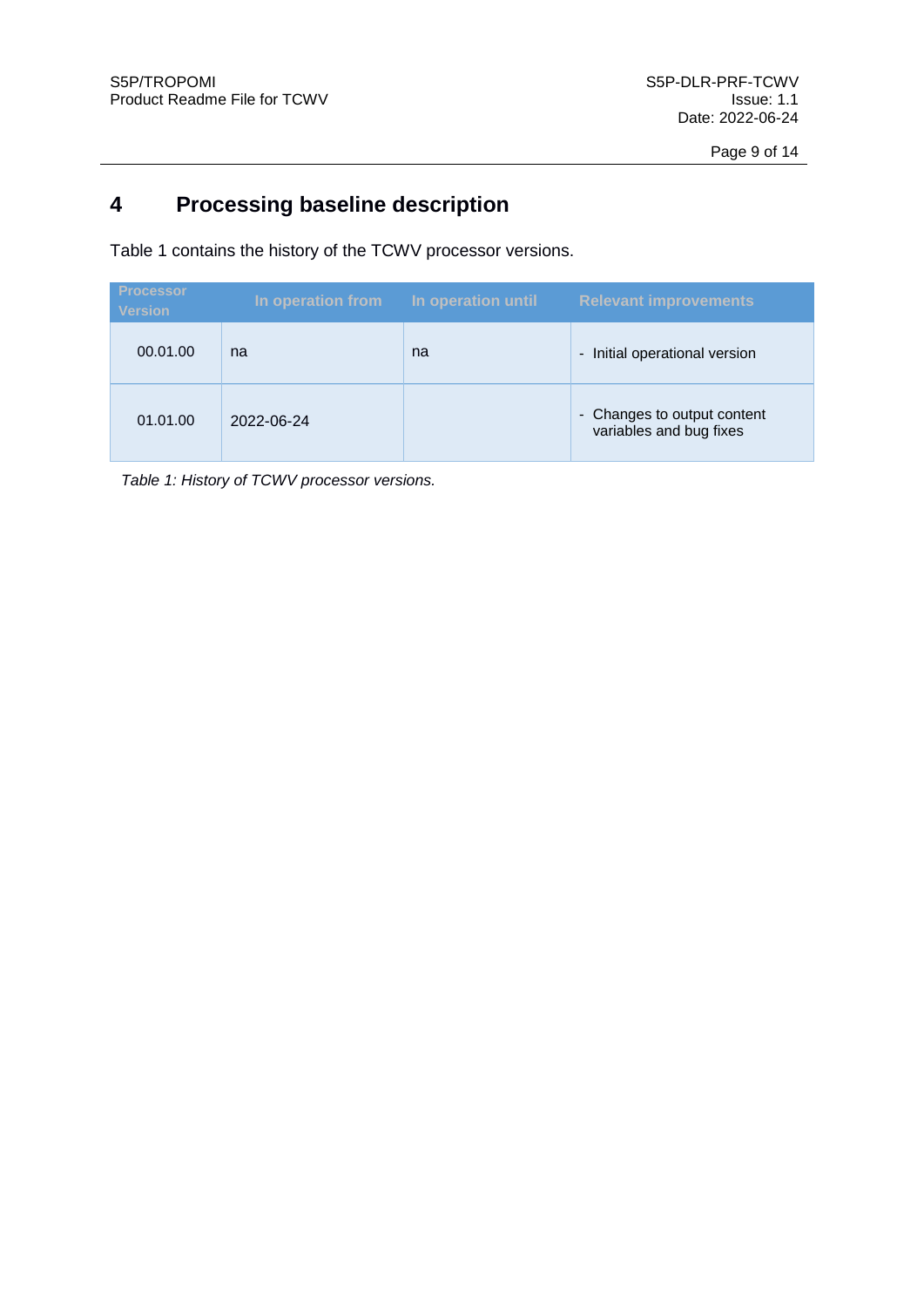# 4 Processing baseline description

Table 1 contains the history of the TCWV processor versions.

| Processor Version | In operation from | In operation until | Relevant improvements |
|---|---|---|---|
| 00.01.00 | na | na | - Initial operational version |
| 01.01.00 | 2022-06-24 | | - Changes to output content variables and bug fixes |

*Table 1: History of TCWV processor versions.*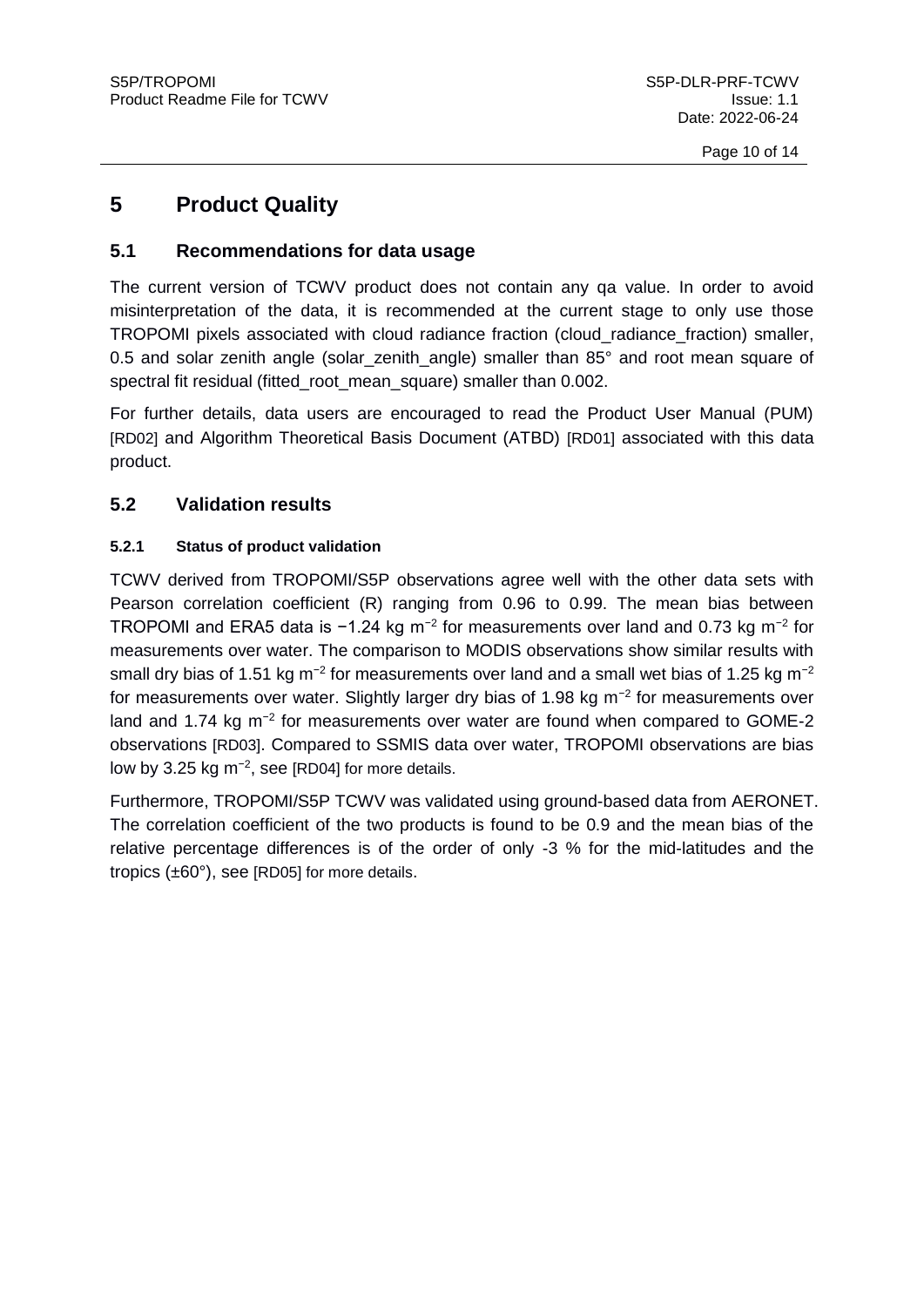# 5 Product Quality

## 5.1 Recommendations for data usage

The current version of TCWV product does not contain any qa value. In order to avoid misinterpretation of the data, it is recommended at the current stage to only use those TROPOMI pixels associated with cloud radiance fraction (cloud_radiance_fraction) smaller, 0.5 and solar zenith angle (solar_zenith_angle) smaller than 85° and root mean square of spectral fit residual (fitted_root_mean_square) smaller than 0.002.

For further details, data users are encouraged to read the Product User Manual (PUM) [RD02] and Algorithm Theoretical Basis Document (ATBD) [RD01] associated with this data product.

## 5.2 Validation results

### 5.2.1 Status of product validation

TCWV derived from TROPOMI/S5P observations agree well with the other data sets with Pearson correlation coefficient (R) ranging from 0.96 to 0.99. The mean bias between TROPOMI and ERA5 data is −1.24 kg $m^{-2}$ for measurements over land and 0.73 kg $m^{-2}$ for measurements over water. The comparison to MODIS observations show similar results with small dry bias of 1.51 kg $m^{-2}$ for measurements over land and a small wet bias of 1.25 kg $m^{-2}$ for measurements over water. Slightly larger dry bias of 1.98 kg $m^{-2}$ for measurements over land and 1.74 kg $m^{-2}$ for measurements over water are found when compared to GOME-2 observations [RD03]. Compared to SSMIS data over water, TROPOMI observations are bias low by 3.25 kg $m^{-2}$, see [RD04] for more details.

Furthermore, TROPOMI/S5P TCWV was validated using ground-based data from AERONET. The correlation coefficient of the two products is found to be 0.9 and the mean bias of the relative percentage differences is of the order of only -3 % for the mid-latitudes and the tropics (±60°), see [RD05] for more details.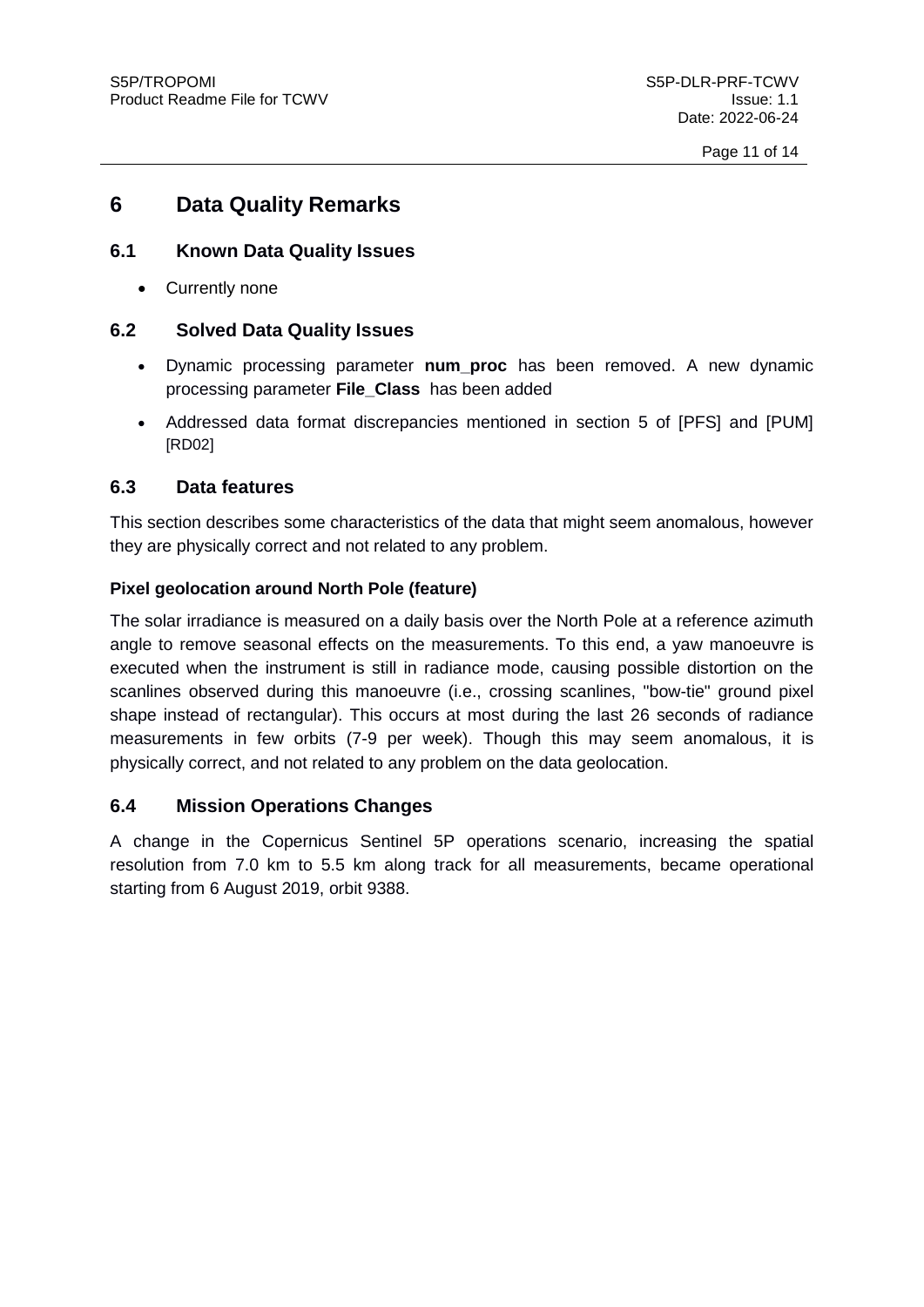# 6 Data Quality Remarks

## 6.1 Known Data Quality Issues

- Currently none

## 6.2 Solved Data Quality Issues

- Dynamic processing parameter **num_proc** has been removed. A new dynamic processing parameter **File_Class** has been added
- Addressed data format discrepancies mentioned in section 5 of [PFS] and [PUM] [RD02]

## 6.3 Data features

This section describes some characteristics of the data that might seem anomalous, however they are physically correct and not related to any problem.

**Pixel geolocation around North Pole (feature)**

The solar irradiance is measured on a daily basis over the North Pole at a reference azimuth angle to remove seasonal effects on the measurements. To this end, a yaw manoeuvre is executed when the instrument is still in radiance mode, causing possible distortion on the scanlines observed during this manoeuvre (i.e., crossing scanlines, "bow-tie" ground pixel shape instead of rectangular). This occurs at most during the last 26 seconds of radiance measurements in few orbits (7-9 per week). Though this may seem anomalous, it is physically correct, and not related to any problem on the data geolocation.

## 6.4 Mission Operations Changes

A change in the Copernicus Sentinel 5P operations scenario, increasing the spatial resolution from 7.0 km to 5.5 km along track for all measurements, became operational starting from 6 August 2019, orbit 9388.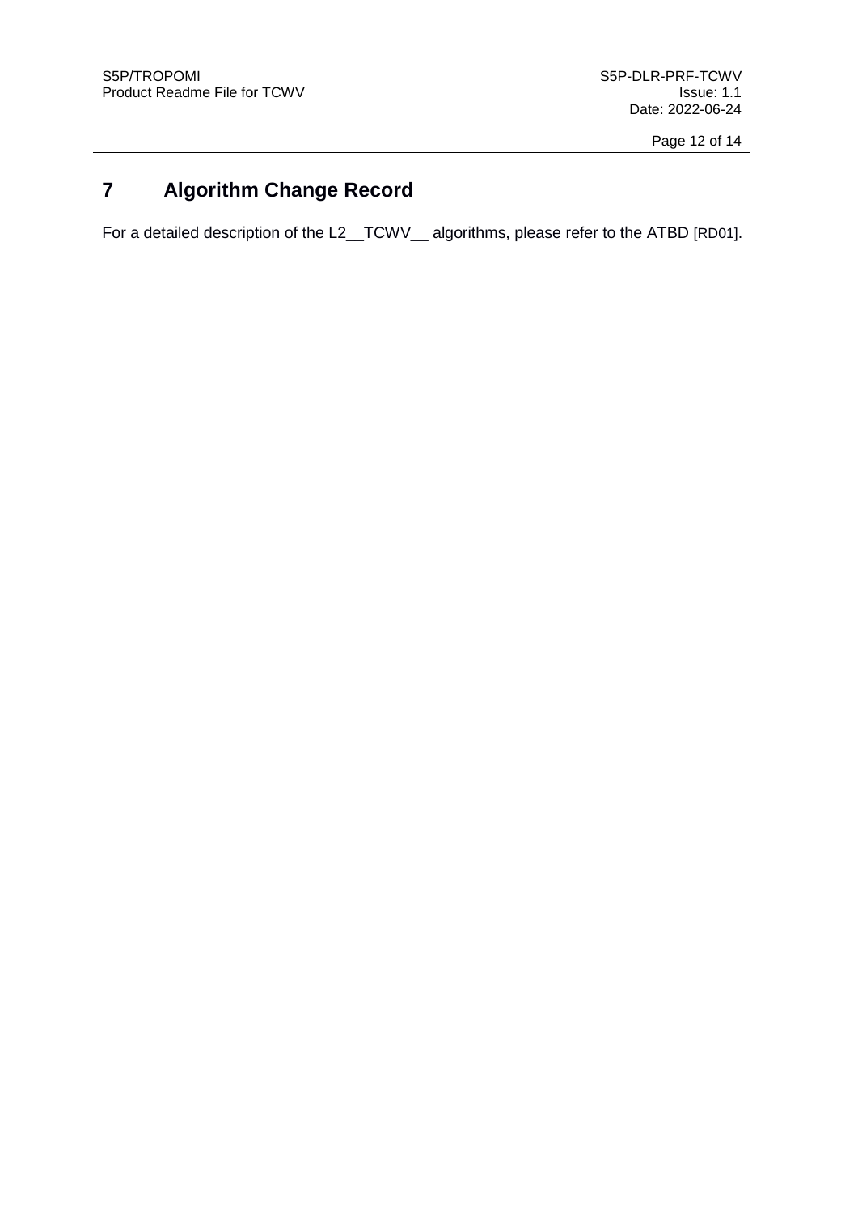# 7 Algorithm Change Record

For a detailed description of the L2__TCWV__ algorithms, please refer to the ATBD [RD01].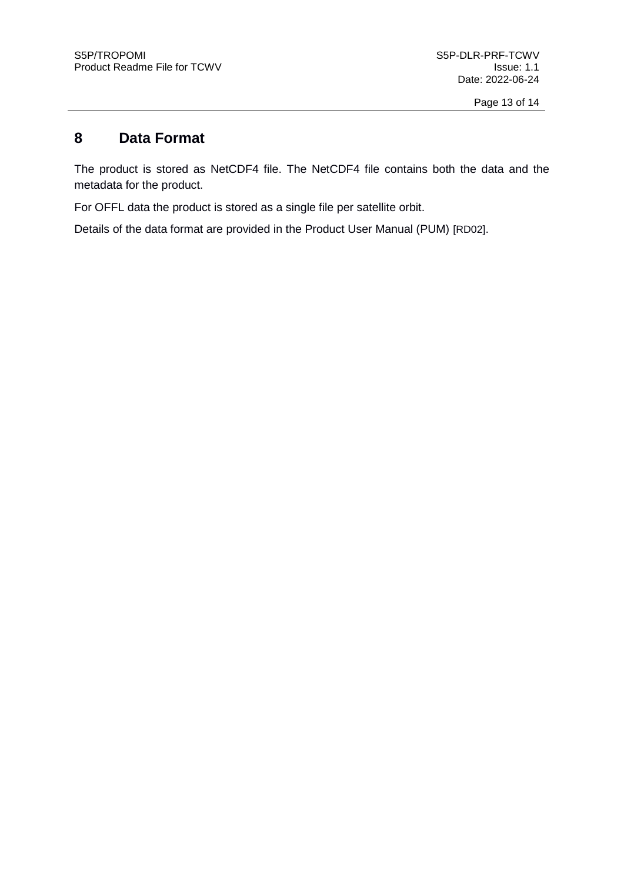# 8 Data Format

The product is stored as NetCDF4 file. The NetCDF4 file contains both the data and the metadata for the product.

For OFFL data the product is stored as a single file per satellite orbit.

Details of the data format are provided in the Product User Manual (PUM) [RD02].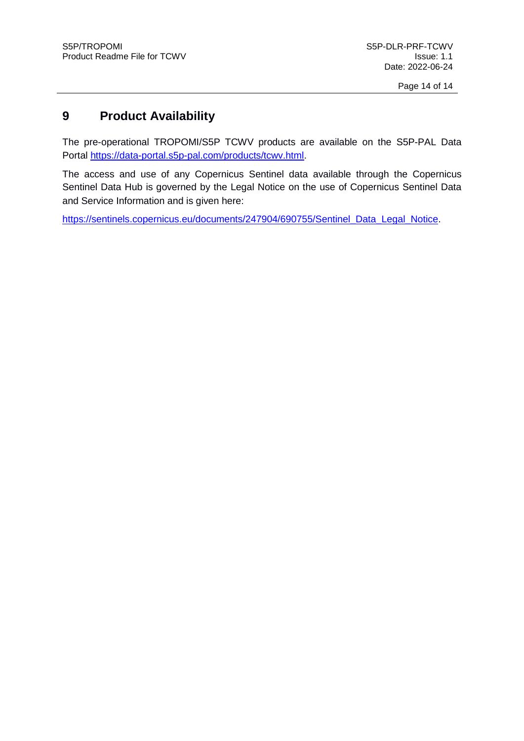# 9 Product Availability

The pre-operational TROPOMI/S5P TCWV products are available on the S5P-PAL Data Portal https://data-portal.s5p-pal.com/products/tcwv.html.

The access and use of any Copernicus Sentinel data available through the Copernicus Sentinel Data Hub is governed by the Legal Notice on the use of Copernicus Sentinel Data and Service Information and is given here:

https://sentinels.copernicus.eu/documents/247904/690755/Sentinel_Data_Legal_Notice.